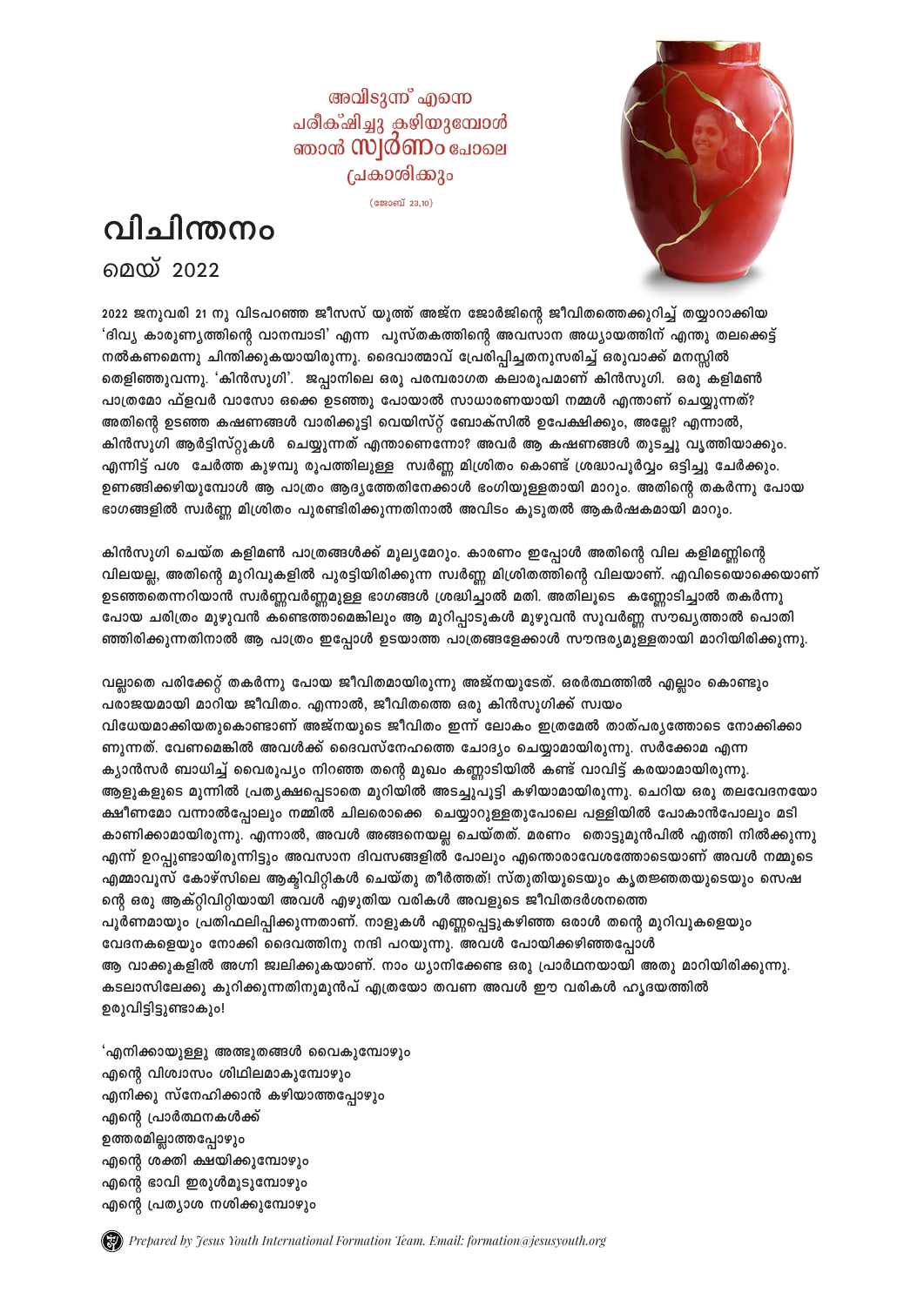അവിടുന്ന് എന്നെ
പരീക്ഷിച്ചു കഴിയുമ്പോൾ
ഞാൻ **സ്വർണം** പോലെ
പ്രകാശിക്കും

(ജോബ് 23,10)

# വിചിന്തനം

## മെയ് 2022

2022 ജനുവരി 21 നു വിടപറഞ്ഞ ജീസസ് യൂത്ത് അജ്ന ജോർജിന്റെ ജീവിതത്തെക്കുറിച്ച് തയ്യാറാക്കിയ 'ദിവ്യ കാരുണ്യത്തിന്റെ വാനമ്പാടി' എന്ന പുസ്തകത്തിന്റെ അവസാന അധ്യായത്തിന് എന്തു തലക്കെട്ട് നൽകണമെന്നു ചിന്തിക്കുകയായിരുന്നു. ദൈവാത്മാവ് പ്രേരിപ്പിച്ചതനുസരിച്ച് ഒരുവാക്ക് മനസ്സിൽ തെളിഞ്ഞുവന്നു. 'കിൻസുഗി'. ജപ്പാനിലെ ഒരു പരമ്പരാഗത കലാരൂപമാണ് കിൻസുഗി. ഒരു കളിമൺ പാത്രമോ ഫ്ളവർ വാസോ ഒക്കെ ഉടഞ്ഞു പോയാൽ സാധാരണയായി നമ്മൾ എന്താണ് ചെയ്യുന്നത്? അതിന്റെ ഉടഞ്ഞ കഷണങ്ങൾ വാരിക്കൂട്ടി വെയിസ്റ്റ് ബോക്സിൽ ഉപേക്ഷിക്കും, അല്ലേ? എന്നാൽ, കിൻസുഗി ആർട്ടിസ്റ്റുകൾ ചെയ്യുന്നത് എന്താണെന്നോ? അവർ ആ കഷണങ്ങൾ തുടച്ചു വൃത്തിയാക്കും. എന്നിട്ട് പശ ചേർത്ത കുഴമ്പു രൂപത്തിലുള്ള സ്വർണ്ണ മിശ്രിതം കൊണ്ട് ശ്രദ്ധാപൂർവ്വം ഒട്ടിച്ചു ചേർക്കും. ഉണങ്ങിക്കഴിയുമ്പോൾ ആ പാത്രം ആദ്യത്തേതിനേക്കാൾ ഭംഗിയുള്ളതായി മാറും. അതിന്റെ തകർന്നു പോയ ഭാഗങ്ങളിൽ സ്വർണ്ണ മിശ്രിതം പുരണ്ടിരിക്കുന്നതിനാൽ അവിടം കൂടുതൽ ആകർഷകമായി മാറും.

കിൻസുഗി ചെയ്ത കളിമൺ പാത്രങ്ങൾക്ക് മൂല്യമേറും. കാരണം ഇപ്പോൾ അതിന്റെ വില കളിമണ്ണിന്റെ വിലയല്ല, അതിന്റെ മുറിവുകളിൽ പുരട്ടിയിരിക്കുന്ന സ്വർണ്ണ മിശ്രിതത്തിന്റെ വിലയാണ്. എവിടെയൊക്കെയാണ് ഉടഞ്ഞതെന്നറിയാൻ സ്വർണ്ണവർണ്ണമുള്ള ഭാഗങ്ങൾ ശ്രദ്ധിച്ചാൽ മതി. അതിലൂടെ കണ്ണോടിച്ചാൽ തകർന്നു പോയ ചരിത്രം മുഴുവൻ കണ്ടെത്താമെങ്കിലും ആ മുറിപ്പാടുകൾ മുഴുവൻ സുവർണ്ണ സൗഭ്യത്താൽ പൊതിഞ്ഞിരിക്കുന്നതിനാൽ ആ പാത്രം ഇപ്പോൾ ഉടയാത്ത പാത്രങ്ങളേക്കാൾ സൗന്ദര്യമുള്ളതായി മാറിയിരിക്കുന്നു.

വല്ലാതെ പരിക്കേറ്റ് തകർന്നു പോയ ജീവിതമായിരുന്നു അജ്നയുടേത്. ഒരർത്ഥത്തിൽ എല്ലാം കൊണ്ടും പരാജയമായി മാറിയ ജീവിതം. എന്നാൽ, ജീവിതത്തെ ഒരു കിൻസുഗിക്ക് സ്വയം വിധേയമാക്കിയതുകൊണ്ടാണ് അജ്നയുടെ ജീവിതം ഇന്ന് ലോകം ഇത്രമേൽ താത്പര്യത്തോടെ നോക്കിക്കാണുന്നത്. വേണമെങ്കിൽ അവൾക്ക് ദൈവസ്നേഹത്തെ ചോദ്യം ചെയ്യാമായിരുന്നു. സർക്കോമ എന്ന ക്യാൻസർ ബാധിച്ച് വൈരൂപ്യം നിറഞ്ഞ തന്റെ മുഖം കണ്ണാടിയിൽ കണ്ട് വാവിട്ട് കരയാമായിരുന്നു. ആളുകളുടെ മുന്നിൽ പ്രത്യക്ഷപ്പെടാതെ മുറിയിൽ അടച്ചുപൂട്ടി കഴിയാമായിരുന്നു. ചെറിയ ഒരു തലവേദനയോ ക്ഷീണമോ വന്നാൽപ്പോലും നമ്മിൽ ചിലരൊക്കെ ചെയ്യാറുള്ളതുപോലെ പള്ളിയിൽ പോകാൻപോലും മടി കാണിക്കാമായിരുന്നു. എന്നാൽ, അവൾ അങ്ങനെയല്ല ചെയ്തത്. മരണം തൊട്ടുമുൻപിൽ എത്തി നിൽക്കുന്നു എന്ന് ഉറപ്പുണ്ടായിരുന്നിട്ടും അവസാന ദിവസങ്ങളിൽ പോലും എന്തൊരാവേശത്തോടെയാണ് അവൾ നമ്മുടെ എമ്മാവൂസ് കോഴ്സിലെ ആക്ടിവിറ്റികൾ ചെയ്തു തീർത്തത്! സ്തുതിയുടെയും കൃതജ്ഞതയുടെയും സെഷന്റെ ഒരു ആക്റ്റിവിറ്റിയായി അവൾ എഴുതിയ വരികൾ അവളുടെ ജീവിതദർശനത്തെ പൂർണമായും പ്രതിഫലിപ്പിക്കുന്നതാണ്. നാളുകൾ എണ്ണപ്പെട്ടുകഴിഞ്ഞ ഒരാൾ തന്റെ മുറിവുകളെയും വേദനകളെയും നോക്കി ദൈവത്തിനു നന്ദി പറയുന്നു. അവൾ പോയിക്കഴിഞ്ഞപ്പോൾ ആ വാക്കുകളിൽ അഗ്നി ജ്വലിക്കുകയാണ്. നാം ധ്യാനിക്കേണ്ട ഒരു പ്രാർഥനയായി അതു മാറിയിരിക്കുന്നു. കടലാസിലേക്കു കുറിക്കുന്നതിനുമുൻപ് എത്രയോ തവണ അവൾ ഈ വരികൾ ഹൃദയത്തിൽ ഉരുവിട്ടിട്ടുണ്ടാകും!

'എനിക്കായുള്ളു അത്ഭുതങ്ങൾ വൈകുമ്പോഴും
എന്റെ വിശ്വാസം ശിഥിലമാകുമ്പോഴും
എനിക്കു സ്നേഹിക്കാൻ കഴിയാത്തപ്പോഴും
എന്റെ പ്രാർത്ഥനകൾക്ക്
ഉത്തരമില്ലാത്തപ്പോഴും
എന്റെ ശക്തി ക്ഷയിക്കുമ്പോഴും
എന്റെ ഭാവി ഇരുൾമൂടുമ്പോഴും
എന്റെ പ്രത്യാശ നശിക്കുമ്പോഴും

*Prepared by Jesus Youth International Formation Team. Email: formation@jesusyouth.org*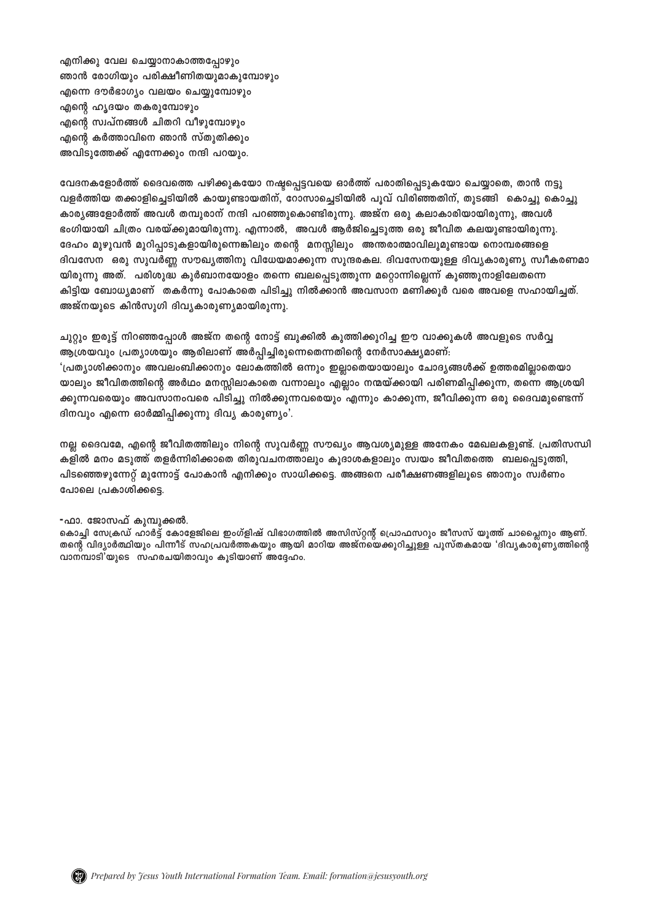എനിക്കു വേല ചെയ്യാനാകാത്തപ്പോഴും
ഞാൻ രോഗിയും പരിക്ഷീണിതയുമാകുമ്പോഴും
എന്നെ ദൗർഭാഗ്യം വലയം ചെയ്യുമ്പോഴും
എന്റെ ഹൃദയം തകരുമ്പോഴും
എന്റെ സ്വപ്നങ്ങൾ ചിതറി വീഴുമ്പോഴും
എന്റെ കർത്താവിനെ ഞാൻ സ്തുതിക്കും
അവിടുത്തേക്ക് എന്നേക്കും നന്ദി പറയും.

വേദനകളോർത്ത് ദൈവത്തെ പഴിക്കുകയോ നഷ്ടപ്പെട്ടവയെ ഓർത്ത് പരാതിപ്പെടുകയോ ചെയ്യാതെ, താൻ നട്ടു വളർത്തിയ തക്കാളിച്ചെടിയിൽ കായുണ്ടായതിന്, റോസാച്ചെടിയിൽ പൂവ് വിരിഞ്ഞതിന്, തുടങ്ങി കൊച്ചു കൊച്ചു കാര്യങ്ങളോർത്ത് അവൾ തമ്പുരാന് നന്ദി പറഞ്ഞുകൊണ്ടിരുന്നു. അജ്ന ഒരു കലാകാരിയായിരുന്നു, അവൾ ഭംഗിയായി ചിത്രം വരയ്ക്കുമായിരുന്നു. എന്നാൽ, അവൾ ആർജിച്ചെടുത്ത ഒരു ജീവിത കലയുണ്ടായിരുന്നു. ദേഹം മുഴുവൻ മുറിപ്പാടുകളായിരുന്നെങ്കിലും തന്റെ മനസ്സിലും അന്തരാത്മാവിലുമുണ്ടായ നൊമ്പരങ്ങളെ ദിവസേന ഒരു സുവർണ്ണ സൗഖ്യത്തിനു വിധേയമാക്കുന്ന സുന്ദരകല. ദിവസേനയുള്ള ദിവ്യകാരുണ്യ സ്വീകരണമായിരുന്നു അത്. പരിശുദ്ധ കുർബാനയോളം തന്നെ ബലപ്പെടുത്തുന്ന മറ്റൊന്നില്ലെന്ന് കുഞ്ഞുനാളിലേതന്നെ കിട്ടിയ ബോധ്യമാണ് തകർന്നു പോകാതെ പിടിച്ചു നിൽക്കാൻ അവസാന മണിക്കൂർ വരെ അവളെ സഹായിച്ചത്. അജ്നയുടെ കിൻസുഗി ദിവ്യകാരുണ്യമായിരുന്നു.

ചുറ്റും ഇരുട്ട് നിറഞ്ഞപ്പോൾ അജ്ന തന്റെ നോട്ട് ബുക്കിൽ കുത്തിക്കുറിച്ച ഈ വാക്കുകൾ അവളുടെ സർവ്വ ആശ്രയവും പ്രത്യാശയും ആരിലാണ് അർപ്പിച്ചിരുന്നതെന്നതിന്റെ നേർസാക്ഷ്യമാണ്:
'പ്രത്യാശിക്കാനും അവലംബിക്കാനും ലോകത്തിൽ ഒന്നും ഇല്ലാതെയായാലും ചോദ്യങ്ങൾക്ക് ഉത്തരമില്ലാതെയായാലും ജീവിതത്തിന്റെ അർഥം മനസ്സിലാകാതെ വന്നാലും എല്ലാം നന്മയ്ക്കായി പരിണമിപ്പിക്കുന്ന, തന്നെ ആശ്രയിക്കുന്നവരെയും അവസാനംവരെ പിടിച്ചു നിൽക്കുന്നവരെയും എന്നും കാക്കുന്ന, ജീവിക്കുന്ന ഒരു ദൈവമുണ്ടെന്ന് ദിനവും എന്നെ ഓർമ്മിപ്പിക്കുന്നു ദിവ്യ കാരുണ്യം'.

നല്ല ദൈവമേ, എന്റെ ജീവിതത്തിലും നിന്റെ സുവർണ്ണ സൗഖ്യം ആവശ്യമുള്ള അനേകം മേഖലകളുണ്ട്. പ്രതിസന്ധികളിൽ മനം മടുത്ത് തളർന്നിരിക്കാതെ തിരുവചനത്താലും കൂദാശകളാലും സ്വയം ജീവിതത്തെ ബലപ്പെടുത്തി, പിടഞ്ഞെഴുന്നേറ്റ് മുന്നോട്ട് പോകാൻ എനിക്കും സാധിക്കട്ടെ. അങ്ങനെ പരീക്ഷണങ്ങളിലൂടെ ഞാനും സ്വർണം പോലെ പ്രകാശിക്കട്ടെ.

-ഫാ. ജോസഫ് കുമ്പുക്കൽ.
കൊച്ചി സേക്രഡ് ഹാർട്ട് കോളേജിലെ ഇംഗ്ലീഷ് വിഭാഗത്തിൽ അസിസ്റ്റന്റ് പ്രൊഫസറും ജീസസ് യൂത്ത് ചാപ്ലെനും ആണ്. തന്റെ വിദ്യാർത്ഥിയും പിന്നീട് സഹപ്രവർത്തകയും ആയി മാറിയ അജ്നയെക്കുറിച്ചുള്ള പുസ്തകമായ 'ദിവ്യകാരുണ്യത്തിന്റെ വാനമ്പാടി'യുടെ സഹരചയിതാവും കൂടിയാണ് അദ്ദേഹം.